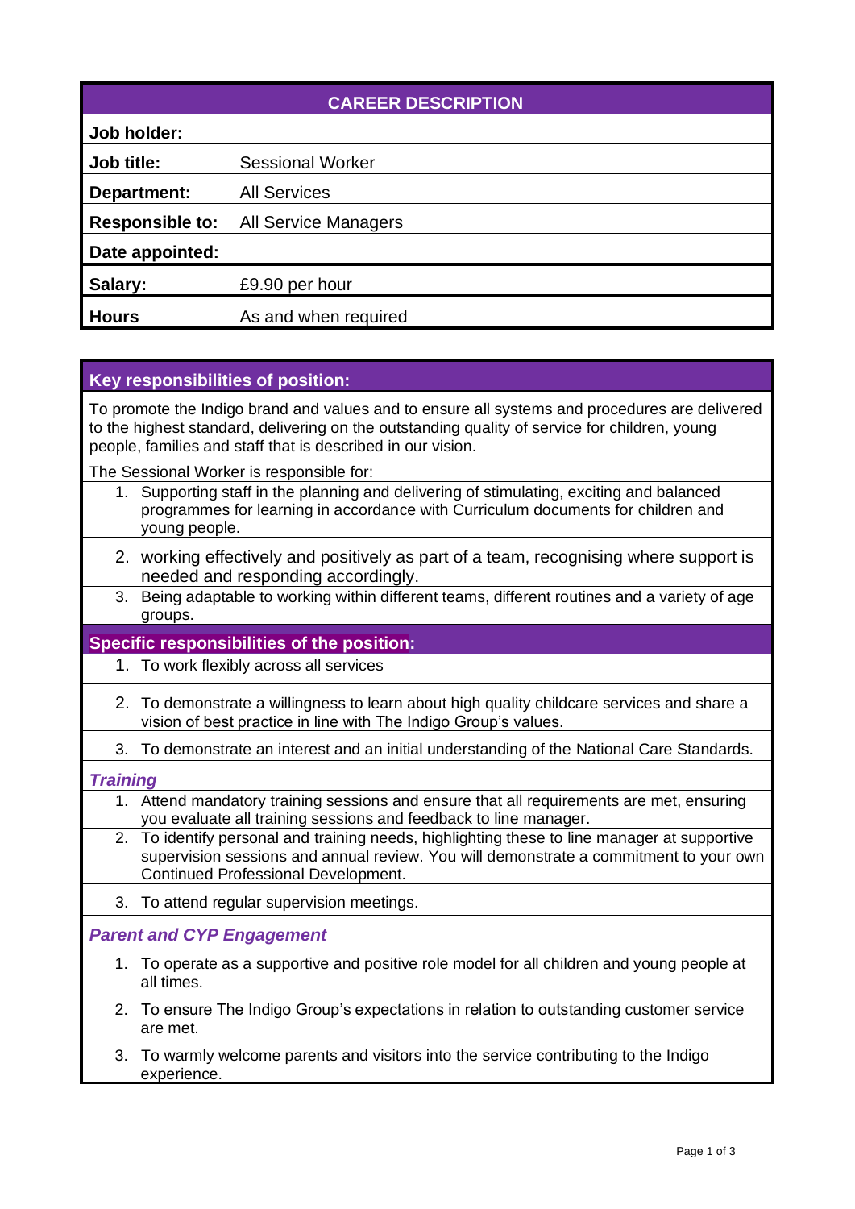## CAREER DESCRIPTION

| | |
|---|---|
| **Job holder:** | |
| **Job title:** | Sessional Worker |
| **Department:** | All Services |
| **Responsible to:** | All Service Managers |
| **Date appointed:** | |
| **Salary:** | £9.90 per hour |
| **Hours** | As and when required |

## Key responsibilities of position:

To promote the Indigo brand and values and to ensure all systems and procedures are delivered to the highest standard, delivering on the outstanding quality of service for children, young people, families and staff that is described in our vision.

The Sessional Worker is responsible for:

1. Supporting staff in the planning and delivering of stimulating, exciting and balanced programmes for learning in accordance with Curriculum documents for children and young people.
2. working effectively and positively as part of a team, recognising where support is needed and responding accordingly.
3. Being adaptable to working within different teams, different routines and a variety of age groups.

## Specific responsibilities of the position:

1. To work flexibly across all services
2. To demonstrate a willingness to learn about high quality childcare services and share a vision of best practice in line with The Indigo Group's values.
3. To demonstrate an interest and an initial understanding of the National Care Standards.

### *Training*

1. Attend mandatory training sessions and ensure that all requirements are met, ensuring you evaluate all training sessions and feedback to line manager.
2. To identify personal and training needs, highlighting these to line manager at supportive supervision sessions and annual review. You will demonstrate a commitment to your own Continued Professional Development.
3. To attend regular supervision meetings.

### *Parent and CYP Engagement*

1. To operate as a supportive and positive role model for all children and young people at all times.
2. To ensure The Indigo Group's expectations in relation to outstanding customer service are met.
3. To warmly welcome parents and visitors into the service contributing to the Indigo experience.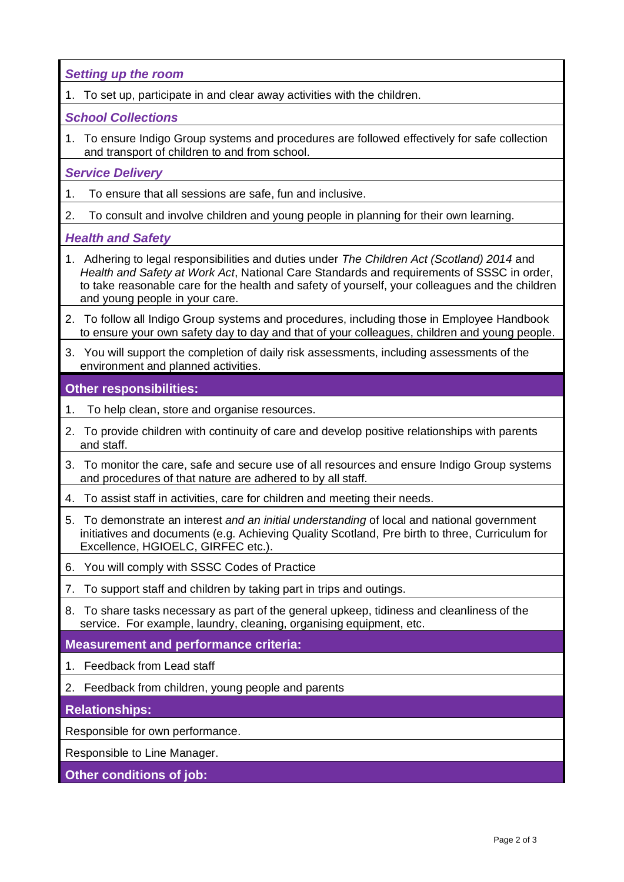### *Setting up the room*

1. To set up, participate in and clear away activities with the children.

### *School Collections*

1. To ensure Indigo Group systems and procedures are followed effectively for safe collection and transport of children to and from school.

### *Service Delivery*

1. To ensure that all sessions are safe, fun and inclusive.
2. To consult and involve children and young people in planning for their own learning.

### *Health and Safety*

1. Adhering to legal responsibilities and duties under *The Children Act (Scotland) 2014* and *Health and Safety at Work Act*, National Care Standards and requirements of SSSC in order, to take reasonable care for the health and safety of yourself, your colleagues and the children and young people in your care.
2. To follow all Indigo Group systems and procedures, including those in Employee Handbook to ensure your own safety day to day and that of your colleagues, children and young people.
3. You will support the completion of daily risk assessments, including assessments of the environment and planned activities.

## Other responsibilities:

1. To help clean, store and organise resources.
2. To provide children with continuity of care and develop positive relationships with parents and staff.
3. To monitor the care, safe and secure use of all resources and ensure Indigo Group systems and procedures of that nature are adhered to by all staff.
4. To assist staff in activities, care for children and meeting their needs.
5. To demonstrate an interest *and an initial understanding* of local and national government initiatives and documents (e.g. Achieving Quality Scotland, Pre birth to three, Curriculum for Excellence, HGIOELC, GIRFEC etc.).
6. You will comply with SSSC Codes of Practice
7. To support staff and children by taking part in trips and outings.
8. To share tasks necessary as part of the general upkeep, tidiness and cleanliness of the service. For example, laundry, cleaning, organising equipment, etc.

## Measurement and performance criteria:

1. Feedback from Lead staff
2. Feedback from children, young people and parents

## Relationships:

Responsible for own performance.

Responsible to Line Manager.

## Other conditions of job: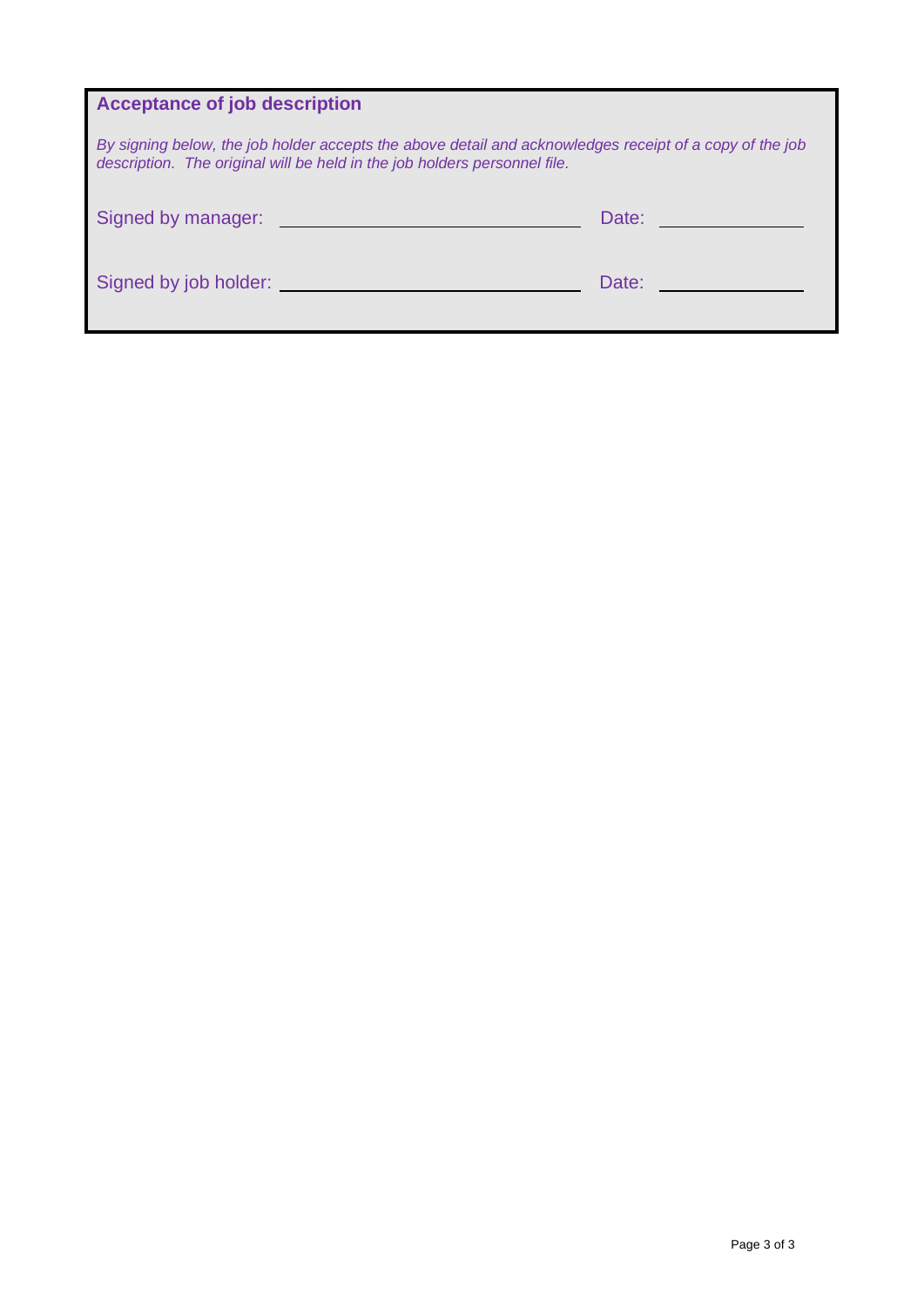## Acceptance of job description

*By signing below, the job holder accepts the above detail and acknowledges receipt of a copy of the job description. The original will be held in the job holders personnel file.*

Signed by manager: ______________________________ Date: ______________

Signed by job holder: ______________________________ Date: ______________